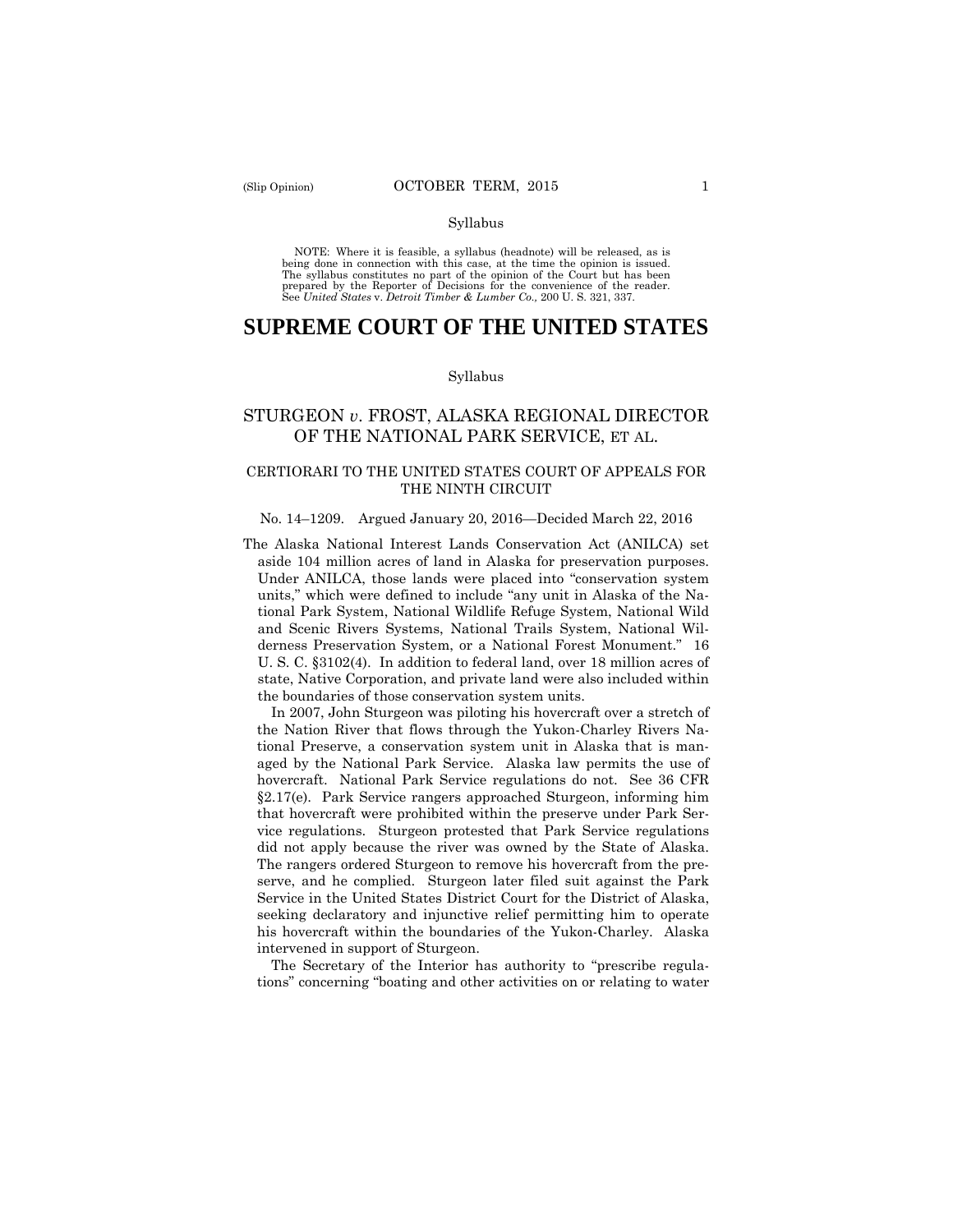Syllabus

NOTE: Where it is feasible, a syllabus (headnote) will be released, as is being done in connection with this case, at the time the opinion is issued. The syllabus constitutes no part of the opinion of the Court but has been prepared by the Reporter of Decisions for the convenience of the reader. See *United States* v. *Detroit Timber & Lumber Co.,* 200 U. S. 321, 337.

# SUPREME COURT OF THE UNITED STATES

Syllabus

## STURGEON *v*. FROST, ALASKA REGIONAL DIRECTOR OF THE NATIONAL PARK SERVICE, ET AL.

### CERTIORARI TO THE UNITED STATES COURT OF APPEALS FOR THE NINTH CIRCUIT

No. 14–1209. Argued January 20, 2016—Decided March 22, 2016

The Alaska National Interest Lands Conservation Act (ANILCA) set aside 104 million acres of land in Alaska for preservation purposes. Under ANILCA, those lands were placed into "conservation system units," which were defined to include "any unit in Alaska of the National Park System, National Wildlife Refuge System, National Wild and Scenic Rivers Systems, National Trails System, National Wilderness Preservation System, or a National Forest Monument." 16 U. S. C. §3102(4). In addition to federal land, over 18 million acres of state, Native Corporation, and private land were also included within the boundaries of those conservation system units.

In 2007, John Sturgeon was piloting his hovercraft over a stretch of the Nation River that flows through the Yukon-Charley Rivers National Preserve, a conservation system unit in Alaska that is managed by the National Park Service. Alaska law permits the use of hovercraft. National Park Service regulations do not. See 36 CFR §2.17(e). Park Service rangers approached Sturgeon, informing him that hovercraft were prohibited within the preserve under Park Service regulations. Sturgeon protested that Park Service regulations did not apply because the river was owned by the State of Alaska. The rangers ordered Sturgeon to remove his hovercraft from the preserve, and he complied. Sturgeon later filed suit against the Park Service in the United States District Court for the District of Alaska, seeking declaratory and injunctive relief permitting him to operate his hovercraft within the boundaries of the Yukon-Charley. Alaska intervened in support of Sturgeon.

The Secretary of the Interior has authority to "prescribe regulations" concerning "boating and other activities on or relating to water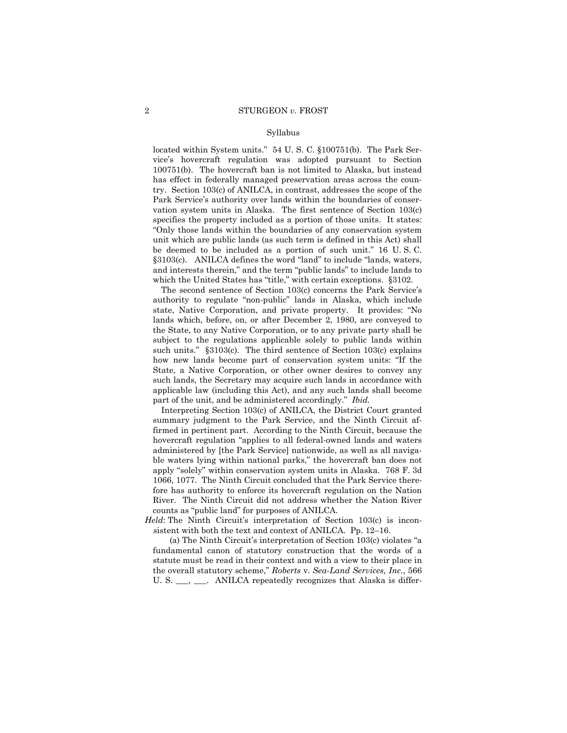located within System units." 54 U. S. C. §100751(b). The Park Service's hovercraft regulation was adopted pursuant to Section 100751(b). The hovercraft ban is not limited to Alaska, but instead has effect in federally managed preservation areas across the country. Section 103(c) of ANILCA, in contrast, addresses the scope of the Park Service's authority over lands within the boundaries of conservation system units in Alaska. The first sentence of Section 103(c) specifies the property included as a portion of those units. It states: "Only those lands within the boundaries of any conservation system unit which are public lands (as such term is defined in this Act) shall be deemed to be included as a portion of such unit." 16 U. S. C. §3103(c). ANILCA defines the word "land" to include "lands, waters, and interests therein," and the term "public lands" to include lands to which the United States has "title," with certain exceptions. §3102.

The second sentence of Section 103(c) concerns the Park Service's authority to regulate "non-public" lands in Alaska, which include state, Native Corporation, and private property. It provides: "No lands which, before, on, or after December 2, 1980, are conveyed to the State, to any Native Corporation, or to any private party shall be subject to the regulations applicable solely to public lands within such units." §3103(c). The third sentence of Section 103(c) explains how new lands become part of conservation system units: "If the State, a Native Corporation, or other owner desires to convey any such lands, the Secretary may acquire such lands in accordance with applicable law (including this Act), and any such lands shall become part of the unit, and be administered accordingly." *Ibid.*

Interpreting Section 103(c) of ANILCA, the District Court granted summary judgment to the Park Service, and the Ninth Circuit affirmed in pertinent part. According to the Ninth Circuit, because the hovercraft regulation "applies to all federal-owned lands and waters administered by [the Park Service] nationwide, as well as all navigable waters lying within national parks," the hovercraft ban does not apply "solely" within conservation system units in Alaska. 768 F. 3d 1066, 1077. The Ninth Circuit concluded that the Park Service therefore has authority to enforce its hovercraft regulation on the Nation River. The Ninth Circuit did not address whether the Nation River counts as "public land" for purposes of ANILCA.

*Held*: The Ninth Circuit's interpretation of Section 103(c) is inconsistent with both the text and context of ANILCA. Pp. 12–16.

(a) The Ninth Circuit's interpretation of Section 103(c) violates "a fundamental canon of statutory construction that the words of a statute must be read in their context and with a view to their place in the overall statutory scheme," *Roberts* v. *Sea-Land Services, Inc.*, 566 U. S. ___, ___. ANILCA repeatedly recognizes that Alaska is differ-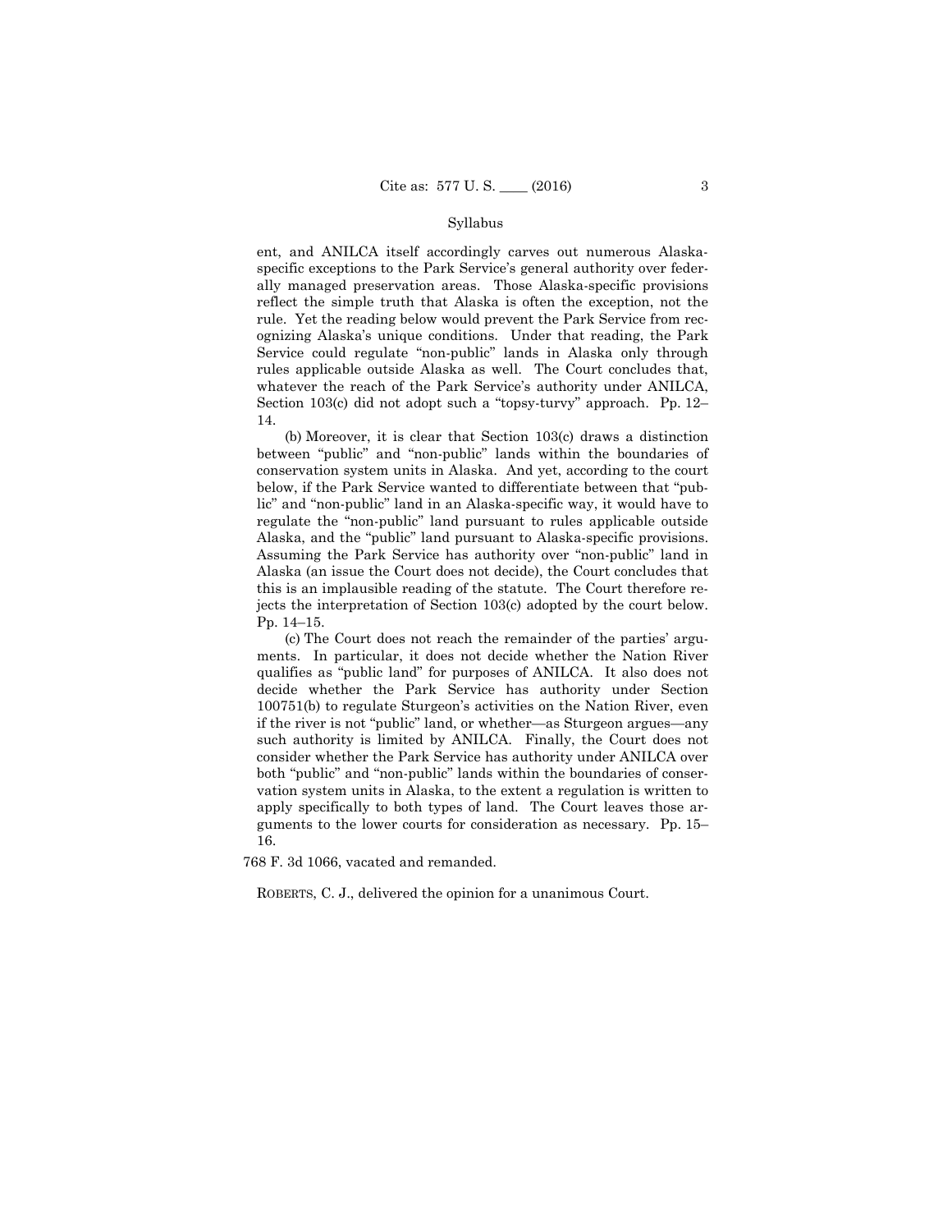Syllabus

ent, and ANILCA itself accordingly carves out numerous Alaska-specific exceptions to the Park Service's general authority over federally managed preservation areas. Those Alaska-specific provisions reflect the simple truth that Alaska is often the exception, not the rule. Yet the reading below would prevent the Park Service from recognizing Alaska's unique conditions. Under that reading, the Park Service could regulate "non-public" lands in Alaska only through rules applicable outside Alaska as well. The Court concludes that, whatever the reach of the Park Service's authority under ANILCA, Section 103(c) did not adopt such a "topsy-turvy" approach. Pp. 12–14.

(b) Moreover, it is clear that Section 103(c) draws a distinction between "public" and "non-public" lands within the boundaries of conservation system units in Alaska. And yet, according to the court below, if the Park Service wanted to differentiate between that "public" and "non-public" land in an Alaska-specific way, it would have to regulate the "non-public" land pursuant to rules applicable outside Alaska, and the "public" land pursuant to Alaska-specific provisions. Assuming the Park Service has authority over "non-public" land in Alaska (an issue the Court does not decide), the Court concludes that this is an implausible reading of the statute. The Court therefore rejects the interpretation of Section 103(c) adopted by the court below. Pp. 14–15.

(c) The Court does not reach the remainder of the parties' arguments. In particular, it does not decide whether the Nation River qualifies as "public land" for purposes of ANILCA. It also does not decide whether the Park Service has authority under Section 100751(b) to regulate Sturgeon's activities on the Nation River, even if the river is not "public" land, or whether—as Sturgeon argues—any such authority is limited by ANILCA. Finally, the Court does not consider whether the Park Service has authority under ANILCA over both "public" and "non-public" lands within the boundaries of conservation system units in Alaska, to the extent a regulation is written to apply specifically to both types of land. The Court leaves those arguments to the lower courts for consideration as necessary. Pp. 15–16.

768 F. 3d 1066, vacated and remanded.

ROBERTS, C. J., delivered the opinion for a unanimous Court.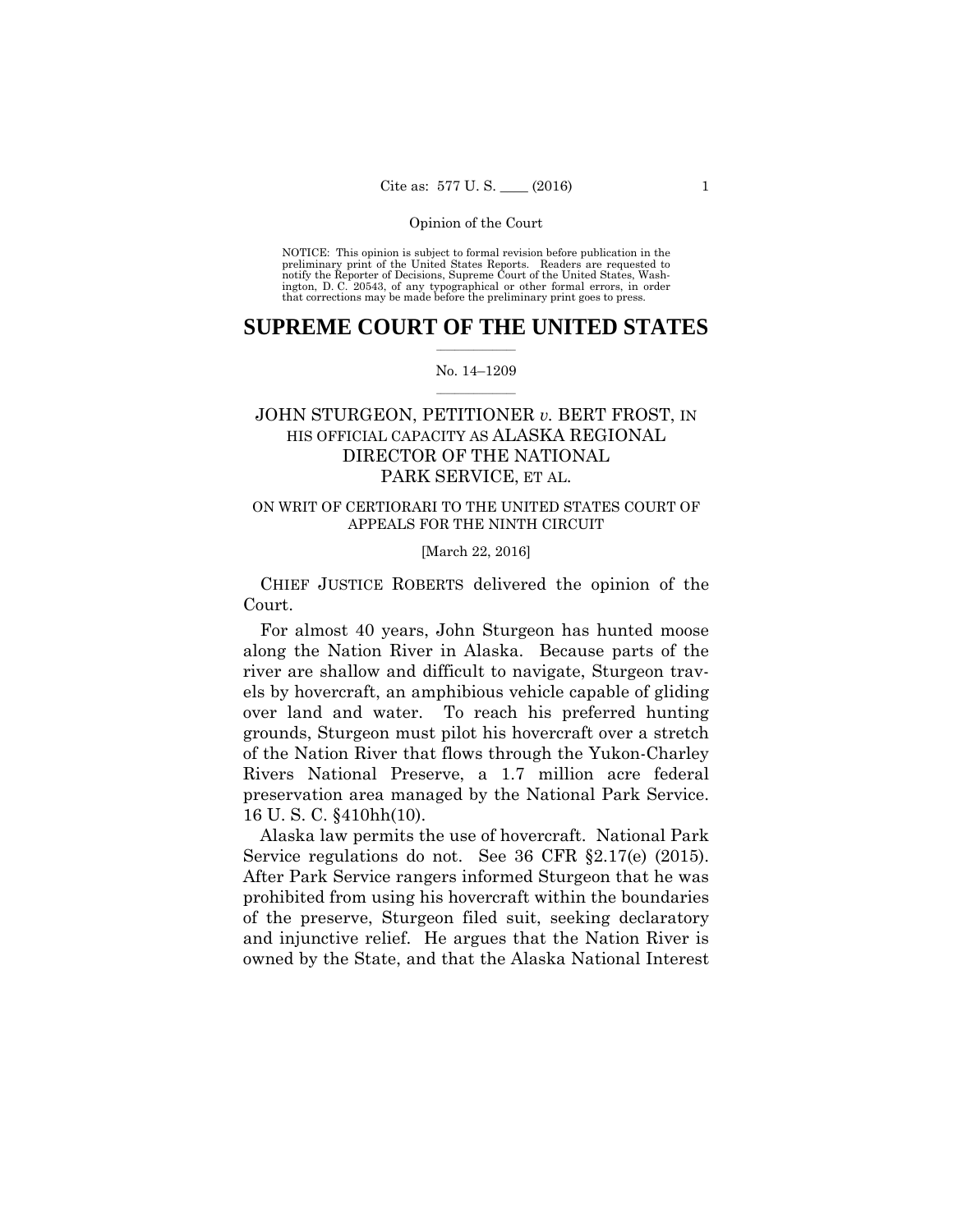Opinion of the Court

NOTICE: This opinion is subject to formal revision before publication in the preliminary print of the United States Reports. Readers are requested to notify the Reporter of Decisions, Supreme Court of the United States, Washington, D. C. 20543, of any typographical or other formal errors, in order that corrections may be made before the preliminary print goes to press.

# SUPREME COURT OF THE UNITED STATES

No. 14–1209

JOHN STURGEON, PETITIONER *v.* BERT FROST, IN HIS OFFICIAL CAPACITY AS ALASKA REGIONAL DIRECTOR OF THE NATIONAL PARK SERVICE, ET AL.

ON WRIT OF CERTIORARI TO THE UNITED STATES COURT OF APPEALS FOR THE NINTH CIRCUIT

[March 22, 2016]

CHIEF JUSTICE ROBERTS delivered the opinion of the Court.

For almost 40 years, John Sturgeon has hunted moose along the Nation River in Alaska. Because parts of the river are shallow and difficult to navigate, Sturgeon travels by hovercraft, an amphibious vehicle capable of gliding over land and water. To reach his preferred hunting grounds, Sturgeon must pilot his hovercraft over a stretch of the Nation River that flows through the Yukon-Charley Rivers National Preserve, a 1.7 million acre federal preservation area managed by the National Park Service. 16 U. S. C. §410hh(10).

Alaska law permits the use of hovercraft. National Park Service regulations do not. See 36 CFR §2.17(e) (2015). After Park Service rangers informed Sturgeon that he was prohibited from using his hovercraft within the boundaries of the preserve, Sturgeon filed suit, seeking declaratory and injunctive relief. He argues that the Nation River is owned by the State, and that the Alaska National Interest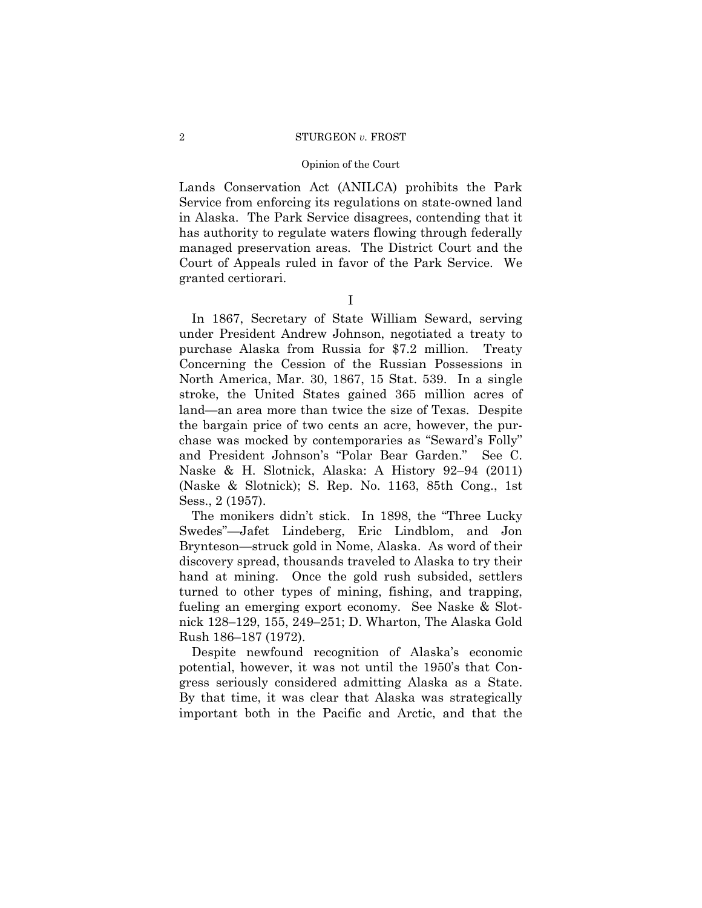Lands Conservation Act (ANILCA) prohibits the Park Service from enforcing its regulations on state-owned land in Alaska. The Park Service disagrees, contending that it has authority to regulate waters flowing through federally managed preservation areas. The District Court and the Court of Appeals ruled in favor of the Park Service. We granted certiorari.

I

In 1867, Secretary of State William Seward, serving under President Andrew Johnson, negotiated a treaty to purchase Alaska from Russia for $7.2 million. Treaty Concerning the Cession of the Russian Possessions in North America, Mar. 30, 1867, 15 Stat. 539. In a single stroke, the United States gained 365 million acres of land—an area more than twice the size of Texas. Despite the bargain price of two cents an acre, however, the purchase was mocked by contemporaries as "Seward's Folly" and President Johnson's "Polar Bear Garden." See C. Naske & H. Slotnick, Alaska: A History 92–94 (2011) (Naske & Slotnick); S. Rep. No. 1163, 85th Cong., 1st Sess., 2 (1957).

The monikers didn't stick. In 1898, the "Three Lucky Swedes"—Jafet Lindeberg, Eric Lindblom, and Jon Brynteson—struck gold in Nome, Alaska. As word of their discovery spread, thousands traveled to Alaska to try their hand at mining. Once the gold rush subsided, settlers turned to other types of mining, fishing, and trapping, fueling an emerging export economy. See Naske & Slotnick 128–129, 155, 249–251; D. Wharton, The Alaska Gold Rush 186–187 (1972).

Despite newfound recognition of Alaska's economic potential, however, it was not until the 1950's that Congress seriously considered admitting Alaska as a State. By that time, it was clear that Alaska was strategically important both in the Pacific and Arctic, and that the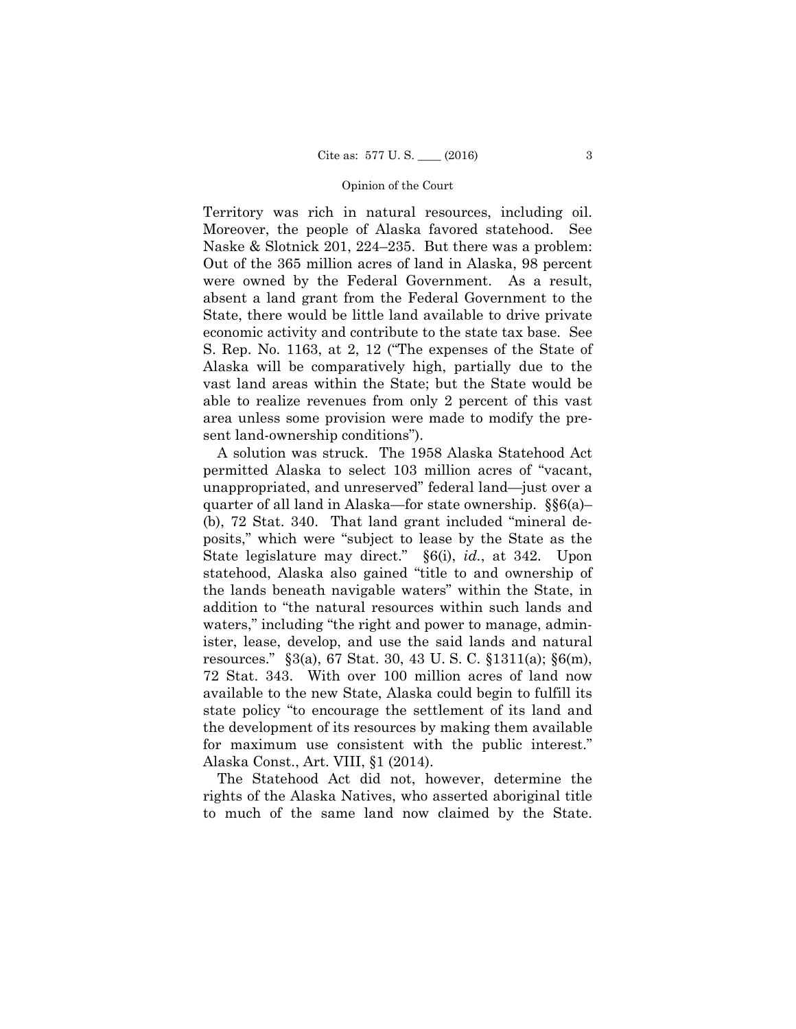Territory was rich in natural resources, including oil. Moreover, the people of Alaska favored statehood. See Naske & Slotnick 201, 224–235. But there was a problem: Out of the 365 million acres of land in Alaska, 98 percent were owned by the Federal Government. As a result, absent a land grant from the Federal Government to the State, there would be little land available to drive private economic activity and contribute to the state tax base. See S. Rep. No. 1163, at 2, 12 ("The expenses of the State of Alaska will be comparatively high, partially due to the vast land areas within the State; but the State would be able to realize revenues from only 2 percent of this vast area unless some provision were made to modify the present land-ownership conditions").

A solution was struck. The 1958 Alaska Statehood Act permitted Alaska to select 103 million acres of "vacant, unappropriated, and unreserved" federal land—just over a quarter of all land in Alaska—for state ownership. §§6(a)–(b), 72 Stat. 340. That land grant included "mineral deposits," which were "subject to lease by the State as the State legislature may direct." §6(i), *id.*, at 342. Upon statehood, Alaska also gained "title to and ownership of the lands beneath navigable waters" within the State, in addition to "the natural resources within such lands and waters," including "the right and power to manage, administer, lease, develop, and use the said lands and natural resources." §3(a), 67 Stat. 30, 43 U. S. C. §1311(a); §6(m), 72 Stat. 343. With over 100 million acres of land now available to the new State, Alaska could begin to fulfill its state policy "to encourage the settlement of its land and the development of its resources by making them available for maximum use consistent with the public interest." Alaska Const., Art. VIII, §1 (2014).

The Statehood Act did not, however, determine the rights of the Alaska Natives, who asserted aboriginal title to much of the same land now claimed by the State.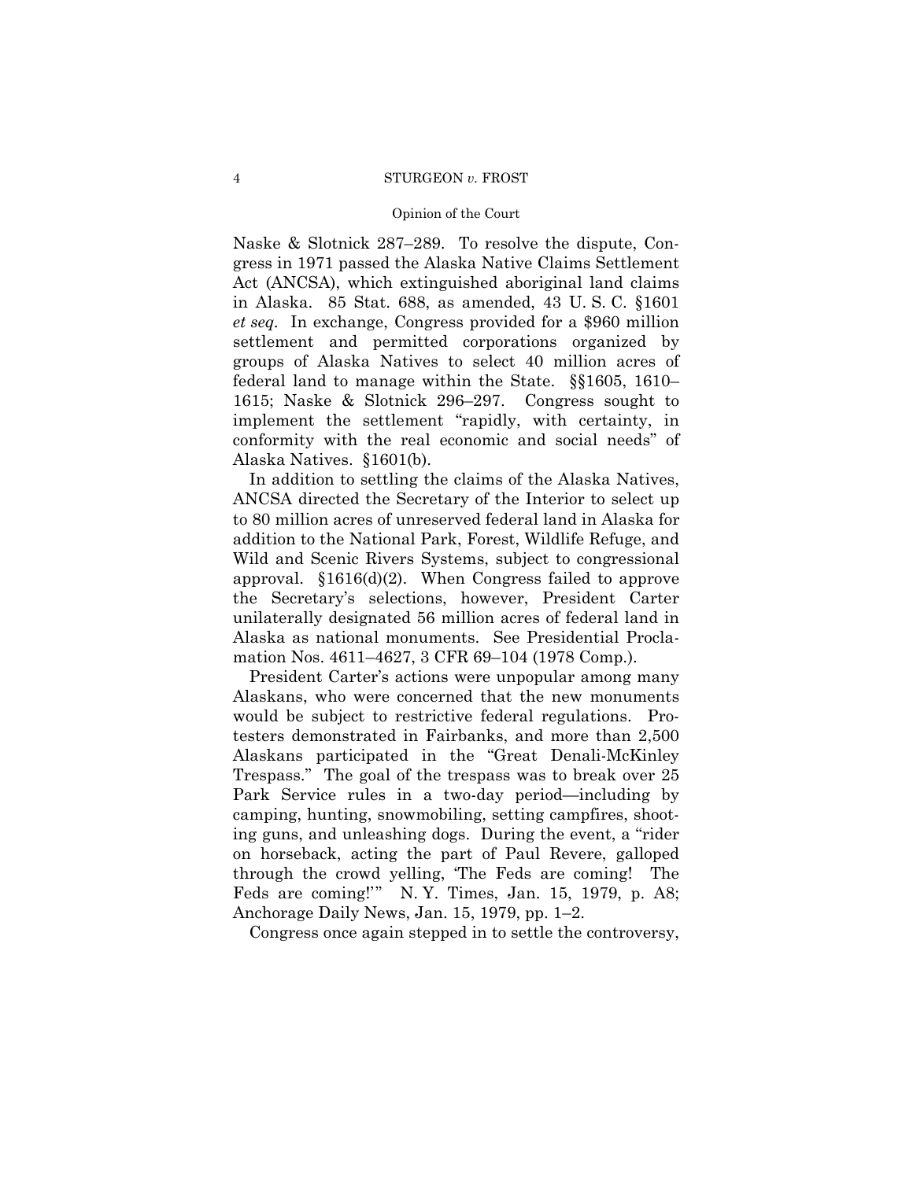Naske & Slotnick 287–289. To resolve the dispute, Congress in 1971 passed the Alaska Native Claims Settlement Act (ANCSA), which extinguished aboriginal land claims in Alaska. 85 Stat. 688, as amended, 43 U. S. C. §1601 *et seq.* In exchange, Congress provided for a $960 million settlement and permitted corporations organized by groups of Alaska Natives to select 40 million acres of federal land to manage within the State. §§1605, 1610–1615; Naske & Slotnick 296–297. Congress sought to implement the settlement "rapidly, with certainty, in conformity with the real economic and social needs" of Alaska Natives. §1601(b).

In addition to settling the claims of the Alaska Natives, ANCSA directed the Secretary of the Interior to select up to 80 million acres of unreserved federal land in Alaska for addition to the National Park, Forest, Wildlife Refuge, and Wild and Scenic Rivers Systems, subject to congressional approval. §1616(d)(2). When Congress failed to approve the Secretary's selections, however, President Carter unilaterally designated 56 million acres of federal land in Alaska as national monuments. See Presidential Proclamation Nos. 4611–4627, 3 CFR 69–104 (1978 Comp.).

President Carter's actions were unpopular among many Alaskans, who were concerned that the new monuments would be subject to restrictive federal regulations. Protesters demonstrated in Fairbanks, and more than 2,500 Alaskans participated in the "Great Denali-McKinley Trespass." The goal of the trespass was to break over 25 Park Service rules in a two-day period—including by camping, hunting, snowmobiling, setting campfires, shooting guns, and unleashing dogs. During the event, a "rider on horseback, acting the part of Paul Revere, galloped through the crowd yelling, 'The Feds are coming! The Feds are coming!'" N. Y. Times, Jan. 15, 1979, p. A8; Anchorage Daily News, Jan. 15, 1979, pp. 1–2.

Congress once again stepped in to settle the controversy,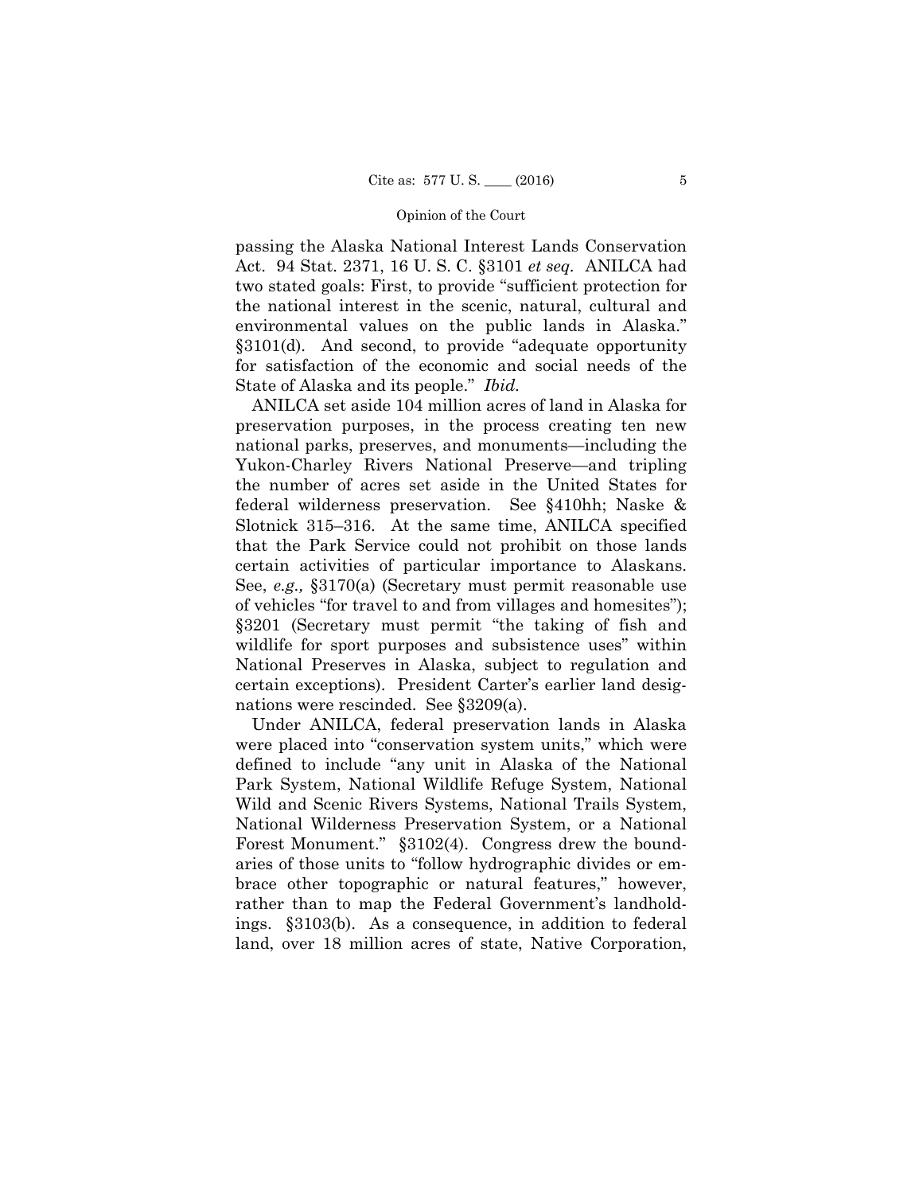passing the Alaska National Interest Lands Conservation Act. 94 Stat. 2371, 16 U. S. C. §3101 *et seq.* ANILCA had two stated goals: First, to provide "sufficient protection for the national interest in the scenic, natural, cultural and environmental values on the public lands in Alaska." §3101(d). And second, to provide "adequate opportunity for satisfaction of the economic and social needs of the State of Alaska and its people." *Ibid.*

ANILCA set aside 104 million acres of land in Alaska for preservation purposes, in the process creating ten new national parks, preserves, and monuments—including the Yukon-Charley Rivers National Preserve—and tripling the number of acres set aside in the United States for federal wilderness preservation. See §410hh; Naske & Slotnick 315–316. At the same time, ANILCA specified that the Park Service could not prohibit on those lands certain activities of particular importance to Alaskans. See, *e.g.,* §3170(a) (Secretary must permit reasonable use of vehicles "for travel to and from villages and homesites"); §3201 (Secretary must permit "the taking of fish and wildlife for sport purposes and subsistence uses" within National Preserves in Alaska, subject to regulation and certain exceptions). President Carter's earlier land designations were rescinded. See §3209(a).

Under ANILCA, federal preservation lands in Alaska were placed into "conservation system units," which were defined to include "any unit in Alaska of the National Park System, National Wildlife Refuge System, National Wild and Scenic Rivers Systems, National Trails System, National Wilderness Preservation System, or a National Forest Monument." §3102(4). Congress drew the boundaries of those units to "follow hydrographic divides or embrace other topographic or natural features," however, rather than to map the Federal Government's landholdings. §3103(b). As a consequence, in addition to federal land, over 18 million acres of state, Native Corporation,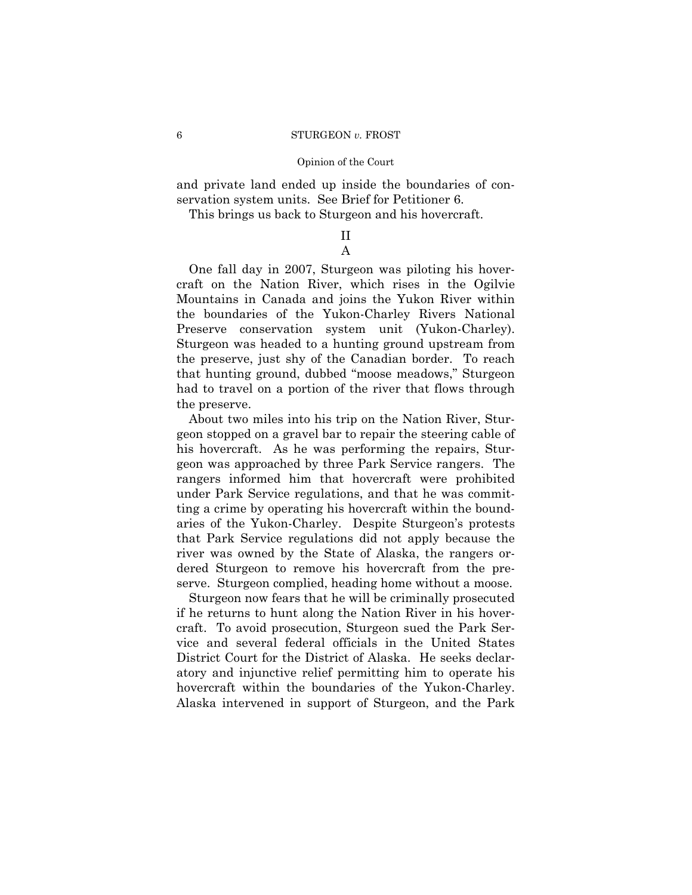and private land ended up inside the boundaries of conservation system units. See Brief for Petitioner 6.

This brings us back to Sturgeon and his hovercraft.

## II

### A

One fall day in 2007, Sturgeon was piloting his hovercraft on the Nation River, which rises in the Ogilvie Mountains in Canada and joins the Yukon River within the boundaries of the Yukon-Charley Rivers National Preserve conservation system unit (Yukon-Charley). Sturgeon was headed to a hunting ground upstream from the preserve, just shy of the Canadian border. To reach that hunting ground, dubbed "moose meadows," Sturgeon had to travel on a portion of the river that flows through the preserve.

About two miles into his trip on the Nation River, Sturgeon stopped on a gravel bar to repair the steering cable of his hovercraft. As he was performing the repairs, Sturgeon was approached by three Park Service rangers. The rangers informed him that hovercraft were prohibited under Park Service regulations, and that he was committing a crime by operating his hovercraft within the boundaries of the Yukon-Charley. Despite Sturgeon's protests that Park Service regulations did not apply because the river was owned by the State of Alaska, the rangers ordered Sturgeon to remove his hovercraft from the preserve. Sturgeon complied, heading home without a moose.

Sturgeon now fears that he will be criminally prosecuted if he returns to hunt along the Nation River in his hovercraft. To avoid prosecution, Sturgeon sued the Park Service and several federal officials in the United States District Court for the District of Alaska. He seeks declaratory and injunctive relief permitting him to operate his hovercraft within the boundaries of the Yukon-Charley. Alaska intervened in support of Sturgeon, and the Park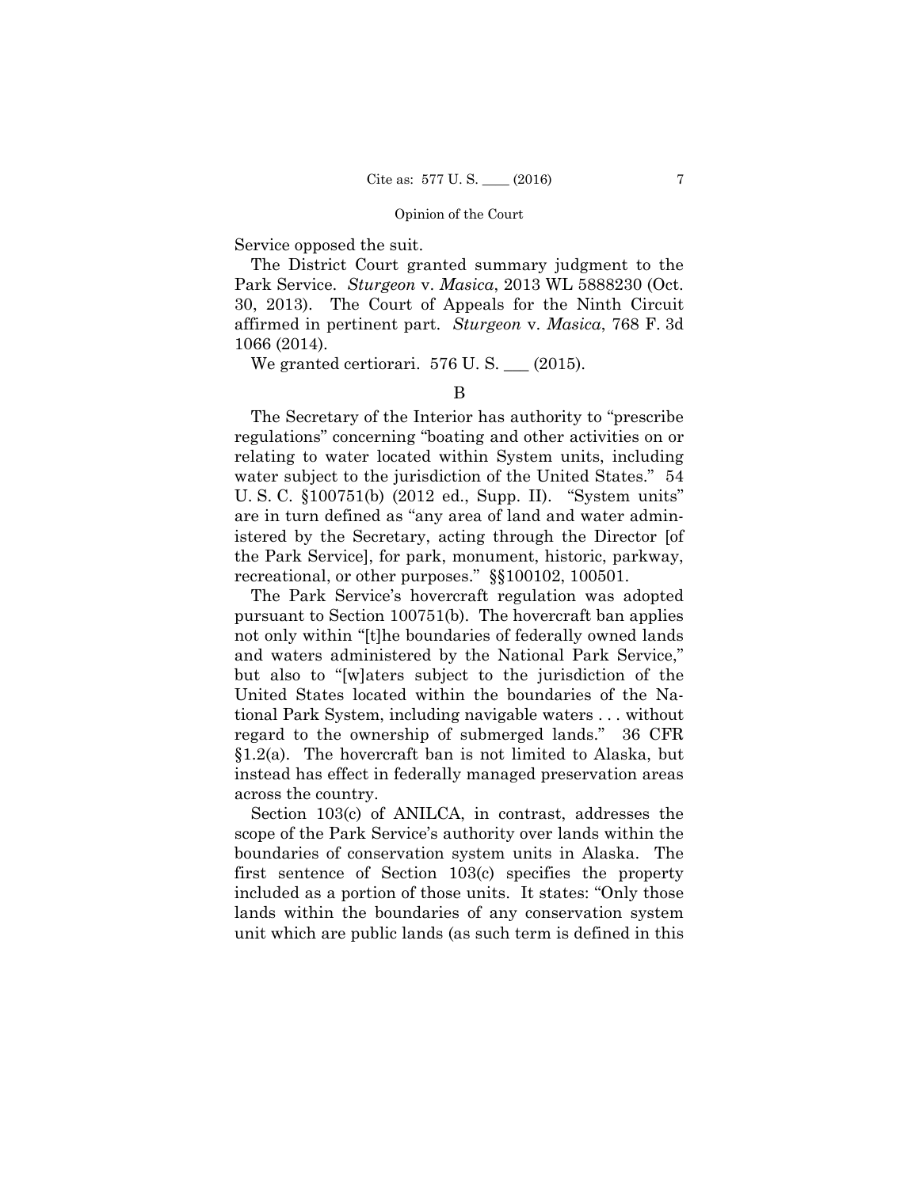Service opposed the suit.

The District Court granted summary judgment to the Park Service. *Sturgeon* v. *Masica*, 2013 WL 5888230 (Oct. 30, 2013). The Court of Appeals for the Ninth Circuit affirmed in pertinent part. *Sturgeon* v. *Masica*, 768 F. 3d 1066 (2014).

We granted certiorari. 576 U. S. ___ (2015).

B

The Secretary of the Interior has authority to "prescribe regulations" concerning "boating and other activities on or relating to water located within System units, including water subject to the jurisdiction of the United States." 54 U. S. C. §100751(b) (2012 ed., Supp. II). "System units" are in turn defined as "any area of land and water administered by the Secretary, acting through the Director [of the Park Service], for park, monument, historic, parkway, recreational, or other purposes." §§100102, 100501.

The Park Service's hovercraft regulation was adopted pursuant to Section 100751(b). The hovercraft ban applies not only within "[t]he boundaries of federally owned lands and waters administered by the National Park Service," but also to "[w]aters subject to the jurisdiction of the United States located within the boundaries of the National Park System, including navigable waters . . . without regard to the ownership of submerged lands." 36 CFR §1.2(a). The hovercraft ban is not limited to Alaska, but instead has effect in federally managed preservation areas across the country.

Section 103(c) of ANILCA, in contrast, addresses the scope of the Park Service's authority over lands within the boundaries of conservation system units in Alaska. The first sentence of Section 103(c) specifies the property included as a portion of those units. It states: "Only those lands within the boundaries of any conservation system unit which are public lands (as such term is defined in this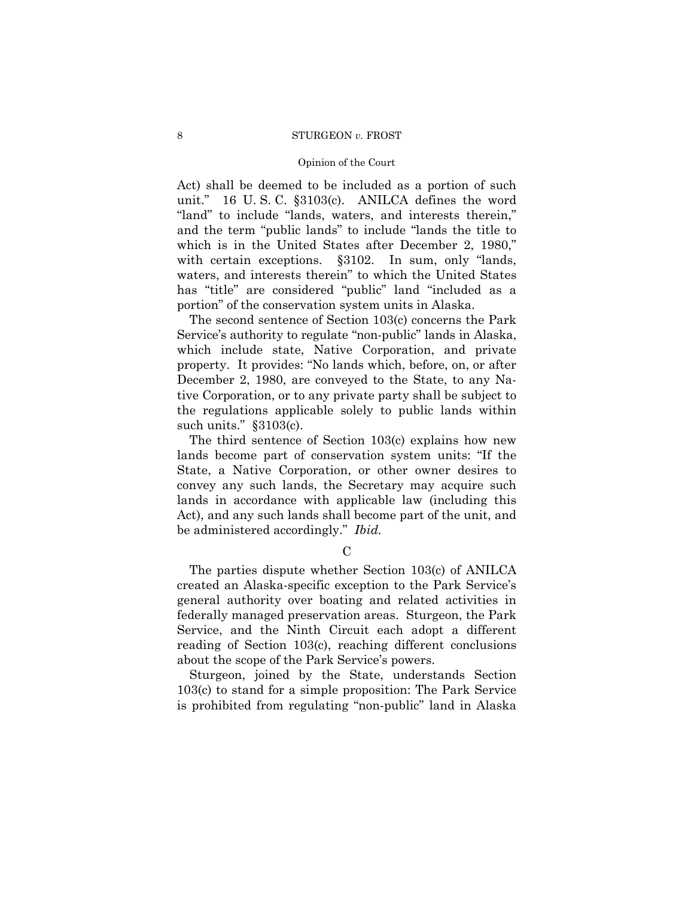Act) shall be deemed to be included as a portion of such unit." 16 U. S. C. §3103(c). ANILCA defines the word "land" to include "lands, waters, and interests therein," and the term "public lands" to include "lands the title to which is in the United States after December 2, 1980," with certain exceptions. §3102. In sum, only "lands, waters, and interests therein" to which the United States has "title" are considered "public" land "included as a portion" of the conservation system units in Alaska.

The second sentence of Section 103(c) concerns the Park Service's authority to regulate "non-public" lands in Alaska, which include state, Native Corporation, and private property. It provides: "No lands which, before, on, or after December 2, 1980, are conveyed to the State, to any Native Corporation, or to any private party shall be subject to the regulations applicable solely to public lands within such units." §3103(c).

The third sentence of Section 103(c) explains how new lands become part of conservation system units: "If the State, a Native Corporation, or other owner desires to convey any such lands, the Secretary may acquire such lands in accordance with applicable law (including this Act), and any such lands shall become part of the unit, and be administered accordingly." *Ibid.*

### C

The parties dispute whether Section 103(c) of ANILCA created an Alaska-specific exception to the Park Service's general authority over boating and related activities in federally managed preservation areas. Sturgeon, the Park Service, and the Ninth Circuit each adopt a different reading of Section 103(c), reaching different conclusions about the scope of the Park Service's powers.

Sturgeon, joined by the State, understands Section 103(c) to stand for a simple proposition: The Park Service is prohibited from regulating "non-public" land in Alaska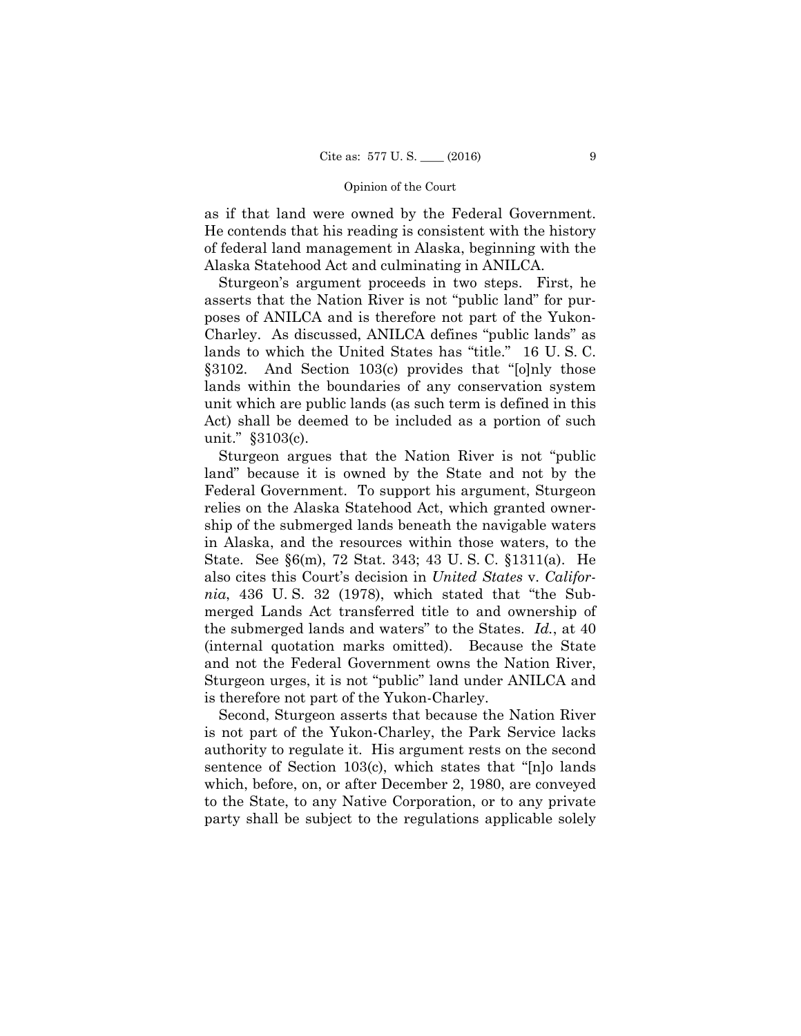as if that land were owned by the Federal Government. He contends that his reading is consistent with the history of federal land management in Alaska, beginning with the Alaska Statehood Act and culminating in ANILCA.

Sturgeon's argument proceeds in two steps. First, he asserts that the Nation River is not "public land" for purposes of ANILCA and is therefore not part of the Yukon-Charley. As discussed, ANILCA defines "public lands" as lands to which the United States has "title." 16 U. S. C. §3102. And Section 103(c) provides that "[o]nly those lands within the boundaries of any conservation system unit which are public lands (as such term is defined in this Act) shall be deemed to be included as a portion of such unit." §3103(c).

Sturgeon argues that the Nation River is not "public land" because it is owned by the State and not by the Federal Government. To support his argument, Sturgeon relies on the Alaska Statehood Act, which granted ownership of the submerged lands beneath the navigable waters in Alaska, and the resources within those waters, to the State. See §6(m), 72 Stat. 343; 43 U. S. C. §1311(a). He also cites this Court's decision in *United States* v. *California*, 436 U. S. 32 (1978), which stated that "the Submerged Lands Act transferred title to and ownership of the submerged lands and waters" to the States. *Id.*, at 40 (internal quotation marks omitted). Because the State and not the Federal Government owns the Nation River, Sturgeon urges, it is not "public" land under ANILCA and is therefore not part of the Yukon-Charley.

Second, Sturgeon asserts that because the Nation River is not part of the Yukon-Charley, the Park Service lacks authority to regulate it. His argument rests on the second sentence of Section 103(c), which states that "[n]o lands which, before, on, or after December 2, 1980, are conveyed to the State, to any Native Corporation, or to any private party shall be subject to the regulations applicable solely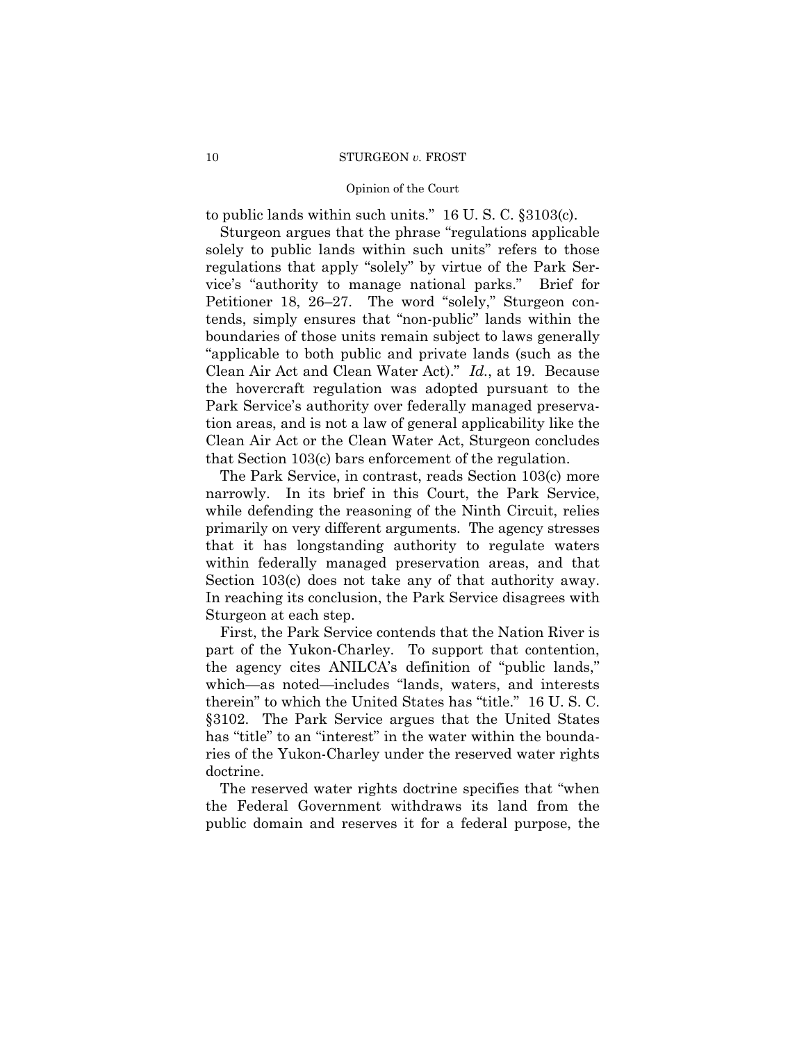to public lands within such units." 16 U. S. C. §3103(c).

Sturgeon argues that the phrase "regulations applicable solely to public lands within such units" refers to those regulations that apply "solely" by virtue of the Park Service's "authority to manage national parks." Brief for Petitioner 18, 26–27. The word "solely," Sturgeon contends, simply ensures that "non-public" lands within the boundaries of those units remain subject to laws generally "applicable to both public and private lands (such as the Clean Air Act and Clean Water Act)." *Id.*, at 19. Because the hovercraft regulation was adopted pursuant to the Park Service's authority over federally managed preservation areas, and is not a law of general applicability like the Clean Air Act or the Clean Water Act, Sturgeon concludes that Section 103(c) bars enforcement of the regulation.

The Park Service, in contrast, reads Section 103(c) more narrowly. In its brief in this Court, the Park Service, while defending the reasoning of the Ninth Circuit, relies primarily on very different arguments. The agency stresses that it has longstanding authority to regulate waters within federally managed preservation areas, and that Section 103(c) does not take any of that authority away. In reaching its conclusion, the Park Service disagrees with Sturgeon at each step.

First, the Park Service contends that the Nation River is part of the Yukon-Charley. To support that contention, the agency cites ANILCA's definition of "public lands," which—as noted—includes "lands, waters, and interests therein" to which the United States has "title." 16 U. S. C. §3102. The Park Service argues that the United States has "title" to an "interest" in the water within the boundaries of the Yukon-Charley under the reserved water rights doctrine.

The reserved water rights doctrine specifies that "when the Federal Government withdraws its land from the public domain and reserves it for a federal purpose, the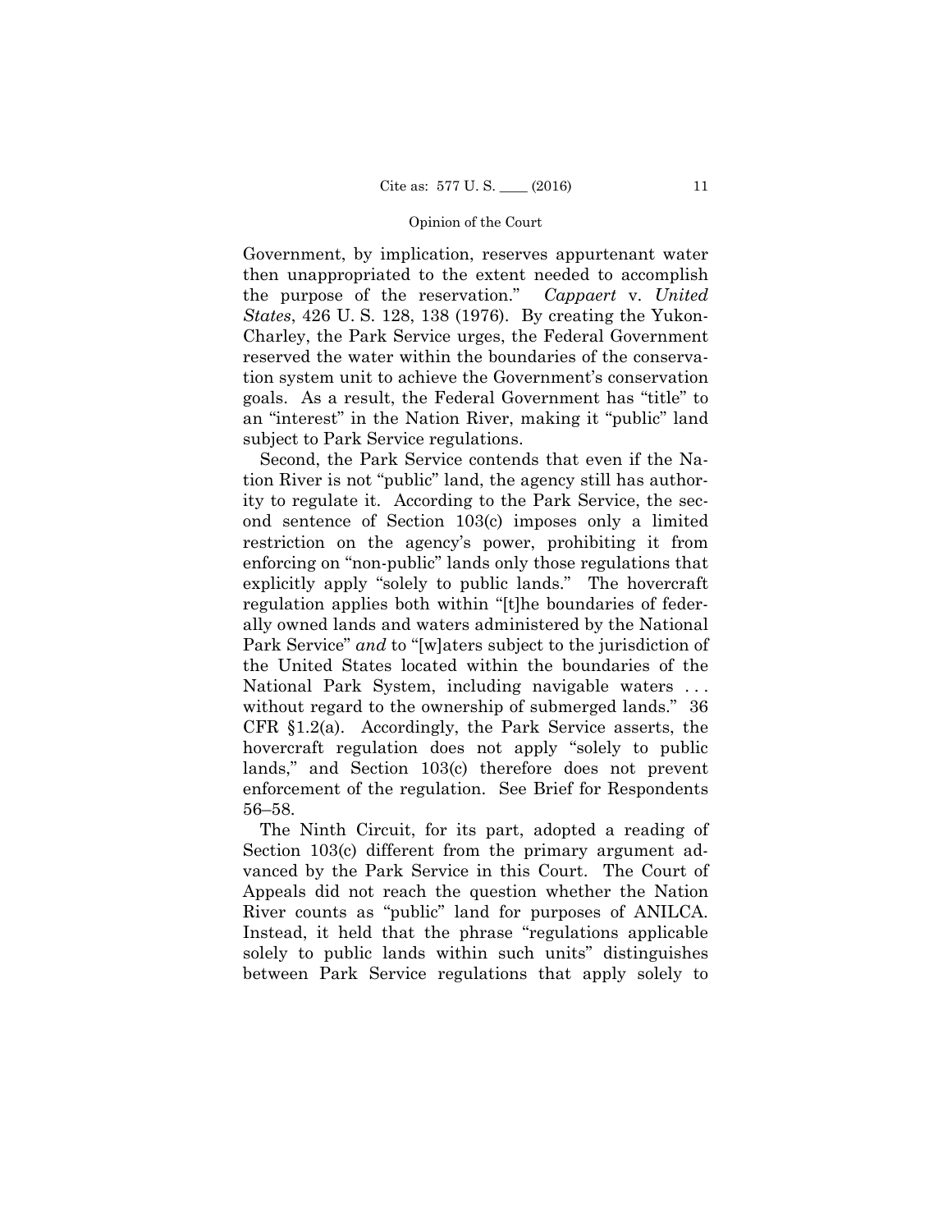Government, by implication, reserves appurtenant water then unappropriated to the extent needed to accomplish the purpose of the reservation." *Cappaert* v. *United States*, 426 U. S. 128, 138 (1976). By creating the Yukon-Charley, the Park Service urges, the Federal Government reserved the water within the boundaries of the conservation system unit to achieve the Government's conservation goals. As a result, the Federal Government has "title" to an "interest" in the Nation River, making it "public" land subject to Park Service regulations.

Second, the Park Service contends that even if the Nation River is not "public" land, the agency still has authority to regulate it. According to the Park Service, the second sentence of Section 103(c) imposes only a limited restriction on the agency's power, prohibiting it from enforcing on "non-public" lands only those regulations that explicitly apply "solely to public lands." The hovercraft regulation applies both within "[t]he boundaries of federally owned lands and waters administered by the National Park Service" *and* to "[w]aters subject to the jurisdiction of the United States located within the boundaries of the National Park System, including navigable waters . . . without regard to the ownership of submerged lands." 36 CFR §1.2(a). Accordingly, the Park Service asserts, the hovercraft regulation does not apply "solely to public lands," and Section 103(c) therefore does not prevent enforcement of the regulation. See Brief for Respondents 56–58.

The Ninth Circuit, for its part, adopted a reading of Section 103(c) different from the primary argument advanced by the Park Service in this Court. The Court of Appeals did not reach the question whether the Nation River counts as "public" land for purposes of ANILCA. Instead, it held that the phrase "regulations applicable solely to public lands within such units" distinguishes between Park Service regulations that apply solely to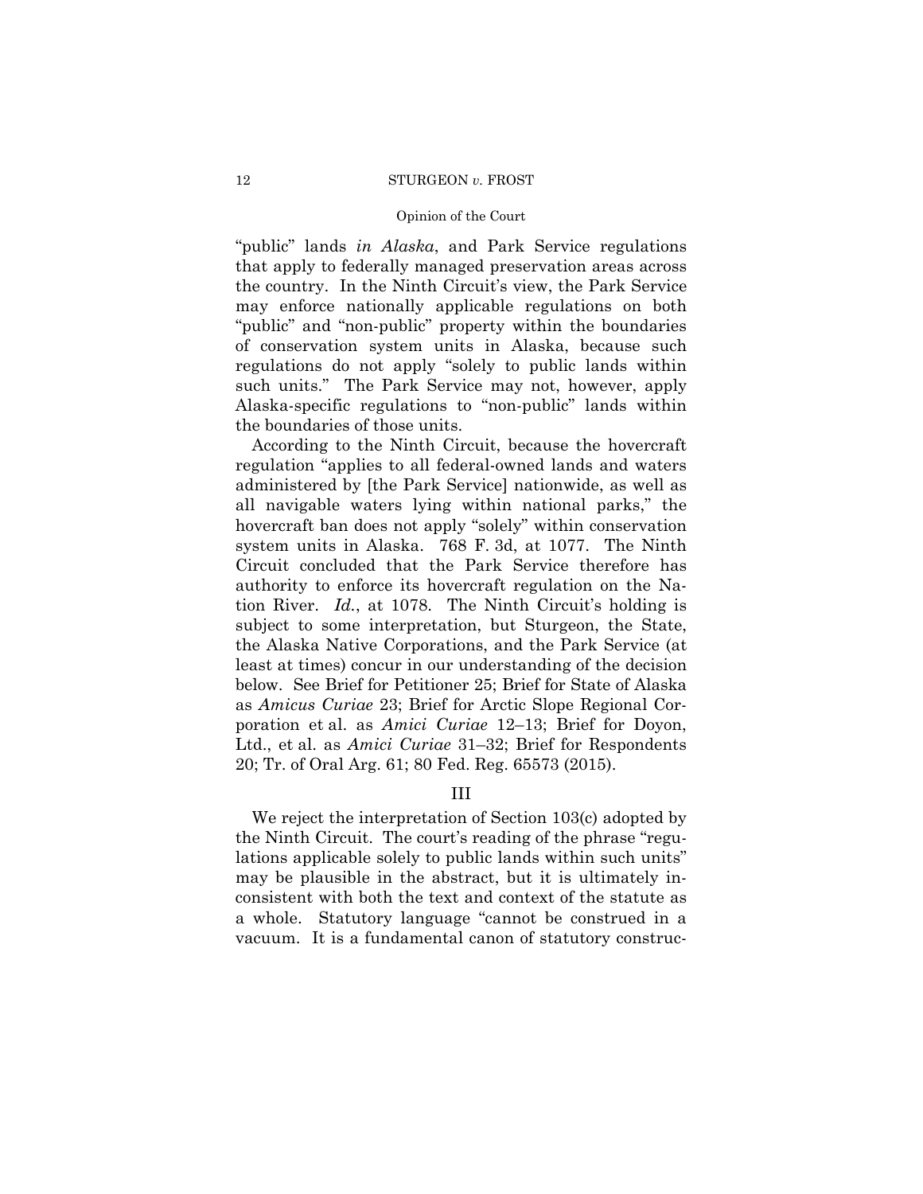"public" lands *in Alaska*, and Park Service regulations that apply to federally managed preservation areas across the country. In the Ninth Circuit's view, the Park Service may enforce nationally applicable regulations on both "public" and "non-public" property within the boundaries of conservation system units in Alaska, because such regulations do not apply "solely to public lands within such units." The Park Service may not, however, apply Alaska-specific regulations to "non-public" lands within the boundaries of those units.

According to the Ninth Circuit, because the hovercraft regulation "applies to all federal-owned lands and waters administered by [the Park Service] nationwide, as well as all navigable waters lying within national parks," the hovercraft ban does not apply "solely" within conservation system units in Alaska. 768 F. 3d, at 1077. The Ninth Circuit concluded that the Park Service therefore has authority to enforce its hovercraft regulation on the Nation River. *Id.*, at 1078. The Ninth Circuit's holding is subject to some interpretation, but Sturgeon, the State, the Alaska Native Corporations, and the Park Service (at least at times) concur in our understanding of the decision below. See Brief for Petitioner 25; Brief for State of Alaska as *Amicus Curiae* 23; Brief for Arctic Slope Regional Corporation et al. as *Amici Curiae* 12–13; Brief for Doyon, Ltd., et al. as *Amici Curiae* 31–32; Brief for Respondents 20; Tr. of Oral Arg. 61; 80 Fed. Reg. 65573 (2015).

## III

We reject the interpretation of Section 103(c) adopted by the Ninth Circuit. The court's reading of the phrase "regulations applicable solely to public lands within such units" may be plausible in the abstract, but it is ultimately inconsistent with both the text and context of the statute as a whole. Statutory language "cannot be construed in a vacuum. It is a fundamental canon of statutory construc-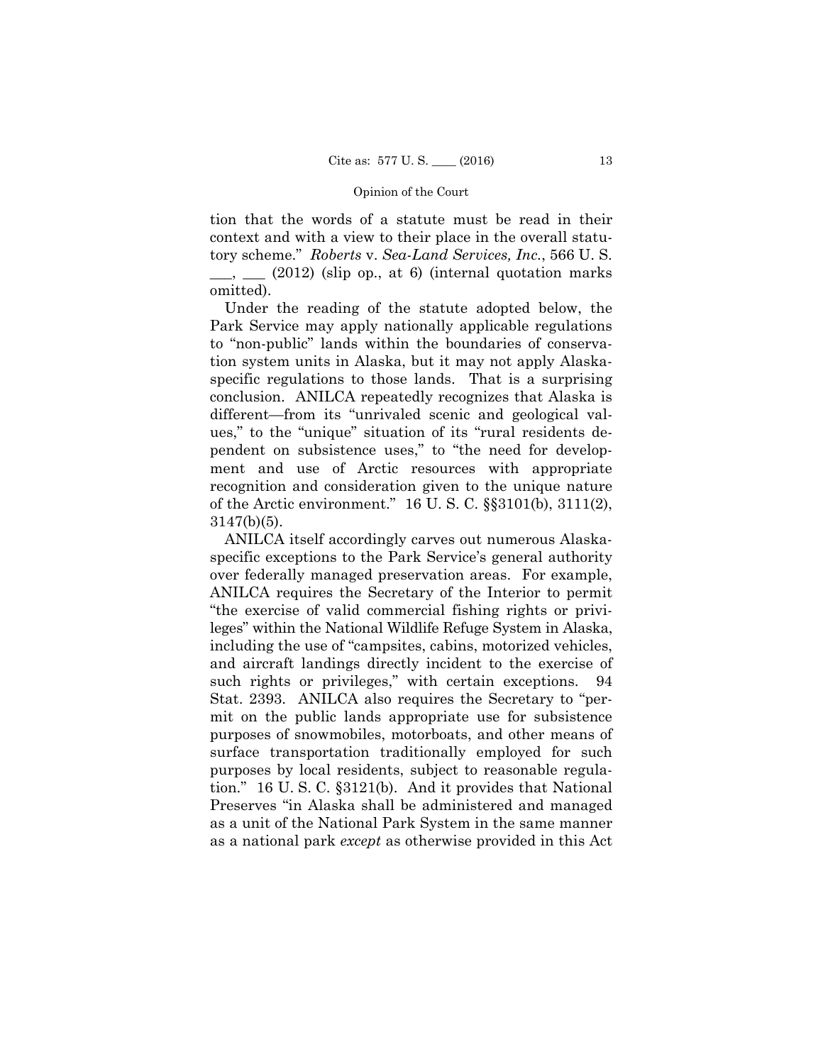tion that the words of a statute must be read in their context and with a view to their place in the overall statutory scheme." *Roberts* v. *Sea-Land Services, Inc.*, 566 U. S. \_\_\_, \_\_\_ (2012) (slip op., at 6) (internal quotation marks omitted).

Under the reading of the statute adopted below, the Park Service may apply nationally applicable regulations to "non-public" lands within the boundaries of conservation system units in Alaska, but it may not apply Alaska-specific regulations to those lands. That is a surprising conclusion. ANILCA repeatedly recognizes that Alaska is different—from its "unrivaled scenic and geological values," to the "unique" situation of its "rural residents dependent on subsistence uses," to "the need for development and use of Arctic resources with appropriate recognition and consideration given to the unique nature of the Arctic environment." 16 U. S. C. §§3101(b), 3111(2), 3147(b)(5).

ANILCA itself accordingly carves out numerous Alaska-specific exceptions to the Park Service's general authority over federally managed preservation areas. For example, ANILCA requires the Secretary of the Interior to permit "the exercise of valid commercial fishing rights or privileges" within the National Wildlife Refuge System in Alaska, including the use of "campsites, cabins, motorized vehicles, and aircraft landings directly incident to the exercise of such rights or privileges," with certain exceptions. 94 Stat. 2393. ANILCA also requires the Secretary to "permit on the public lands appropriate use for subsistence purposes of snowmobiles, motorboats, and other means of surface transportation traditionally employed for such purposes by local residents, subject to reasonable regulation." 16 U. S. C. §3121(b). And it provides that National Preserves "in Alaska shall be administered and managed as a unit of the National Park System in the same manner as a national park *except* as otherwise provided in this Act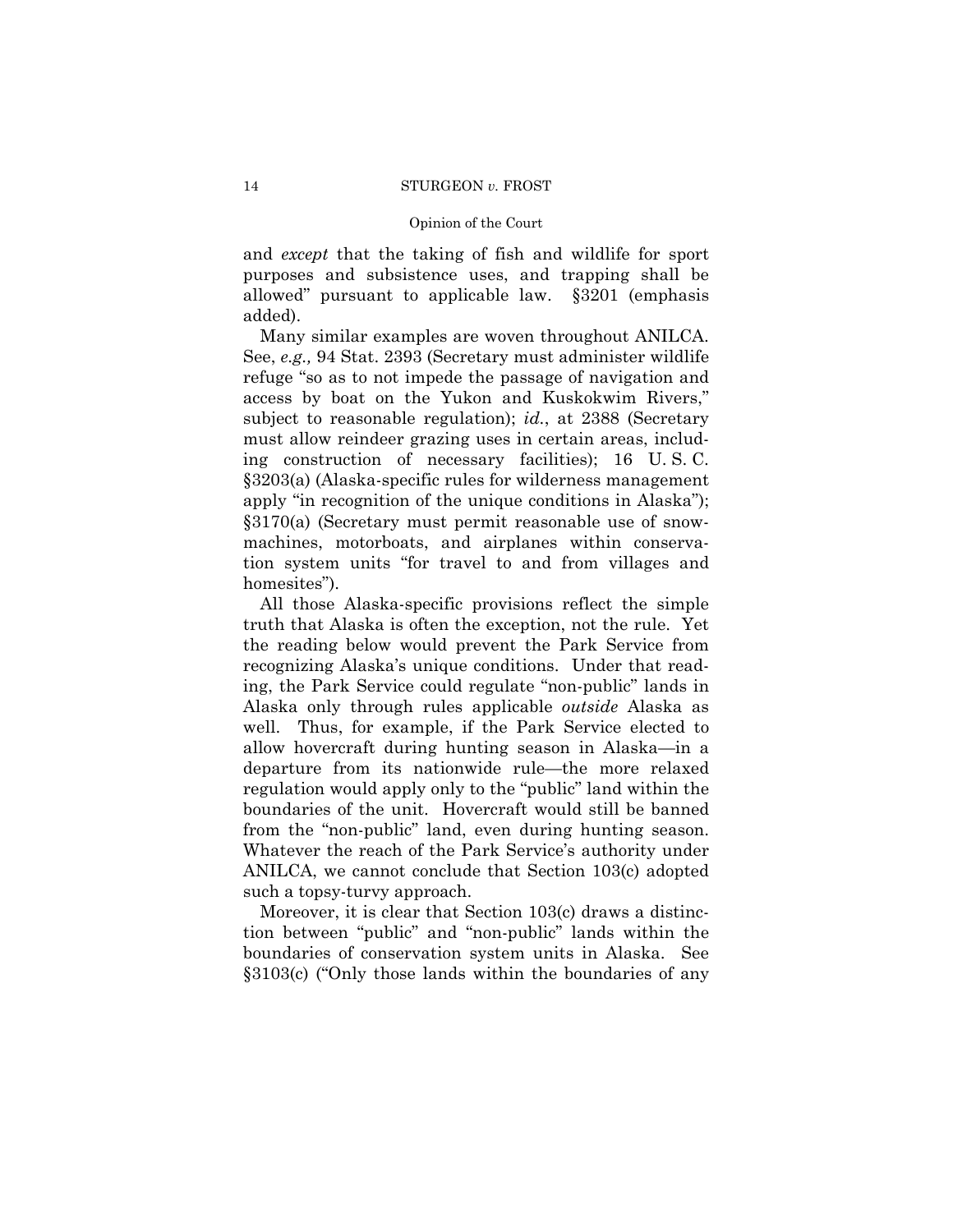and *except* that the taking of fish and wildlife for sport purposes and subsistence uses, and trapping shall be allowed" pursuant to applicable law. §3201 (emphasis added).

Many similar examples are woven throughout ANILCA. See, *e.g.,* 94 Stat. 2393 (Secretary must administer wildlife refuge "so as to not impede the passage of navigation and access by boat on the Yukon and Kuskokwim Rivers," subject to reasonable regulation); *id.*, at 2388 (Secretary must allow reindeer grazing uses in certain areas, including construction of necessary facilities); 16 U. S. C. §3203(a) (Alaska-specific rules for wilderness management apply "in recognition of the unique conditions in Alaska"); §3170(a) (Secretary must permit reasonable use of snowmachines, motorboats, and airplanes within conservation system units "for travel to and from villages and homesites").

All those Alaska-specific provisions reflect the simple truth that Alaska is often the exception, not the rule. Yet the reading below would prevent the Park Service from recognizing Alaska's unique conditions. Under that reading, the Park Service could regulate "non-public" lands in Alaska only through rules applicable *outside* Alaska as well. Thus, for example, if the Park Service elected to allow hovercraft during hunting season in Alaska—in a departure from its nationwide rule—the more relaxed regulation would apply only to the "public" land within the boundaries of the unit. Hovercraft would still be banned from the "non-public" land, even during hunting season. Whatever the reach of the Park Service's authority under ANILCA, we cannot conclude that Section 103(c) adopted such a topsy-turvy approach.

Moreover, it is clear that Section 103(c) draws a distinction between "public" and "non-public" lands within the boundaries of conservation system units in Alaska. See §3103(c) ("Only those lands within the boundaries of any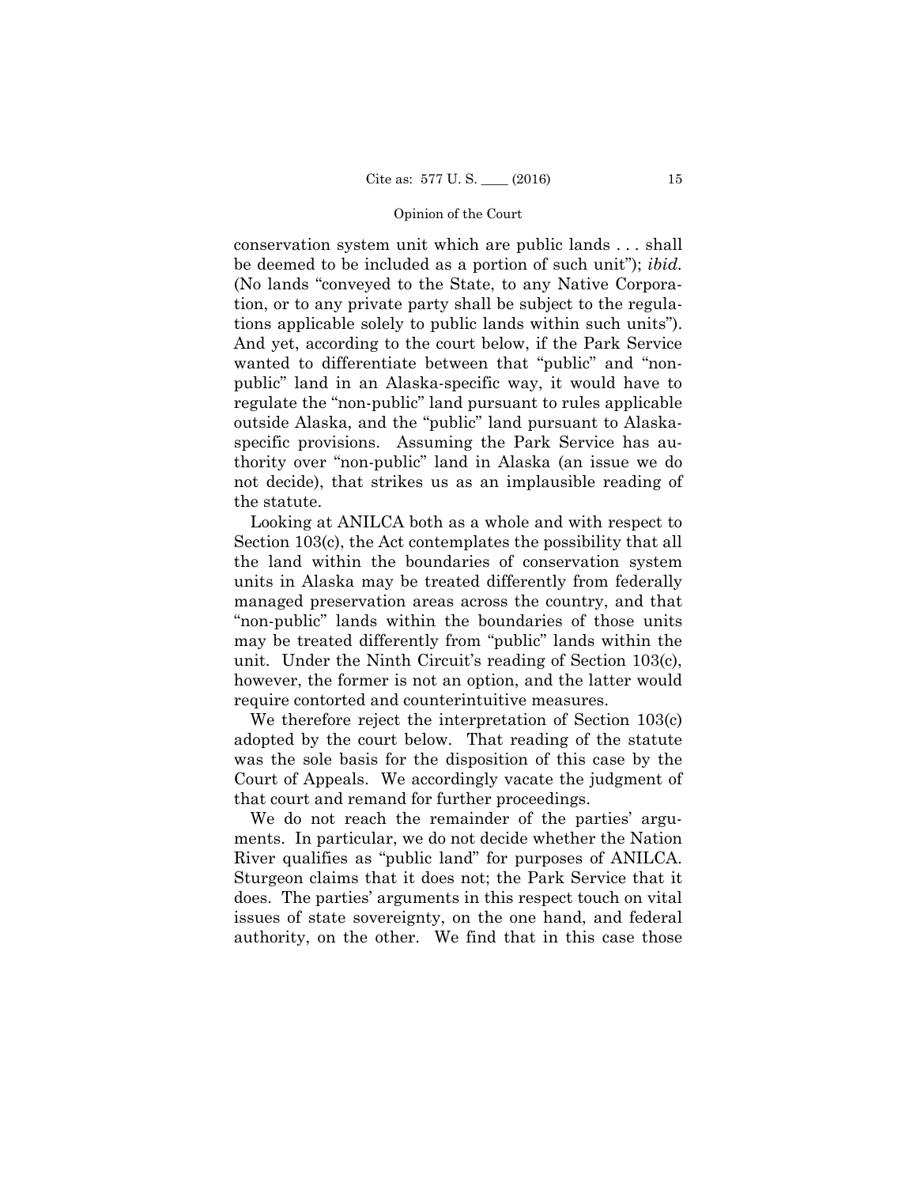conservation system unit which are public lands . . . shall be deemed to be included as a portion of such unit"); *ibid.* (No lands "conveyed to the State, to any Native Corporation, or to any private party shall be subject to the regulations applicable solely to public lands within such units"). And yet, according to the court below, if the Park Service wanted to differentiate between that "public" and "non-public" land in an Alaska-specific way, it would have to regulate the "non-public" land pursuant to rules applicable outside Alaska, and the "public" land pursuant to Alaska-specific provisions. Assuming the Park Service has authority over "non-public" land in Alaska (an issue we do not decide), that strikes us as an implausible reading of the statute.

Looking at ANILCA both as a whole and with respect to Section 103(c), the Act contemplates the possibility that all the land within the boundaries of conservation system units in Alaska may be treated differently from federally managed preservation areas across the country, and that "non-public" lands within the boundaries of those units may be treated differently from "public" lands within the unit. Under the Ninth Circuit's reading of Section 103(c), however, the former is not an option, and the latter would require contorted and counterintuitive measures.

We therefore reject the interpretation of Section 103(c) adopted by the court below. That reading of the statute was the sole basis for the disposition of this case by the Court of Appeals. We accordingly vacate the judgment of that court and remand for further proceedings.

We do not reach the remainder of the parties' arguments. In particular, we do not decide whether the Nation River qualifies as "public land" for purposes of ANILCA. Sturgeon claims that it does not; the Park Service that it does. The parties' arguments in this respect touch on vital issues of state sovereignty, on the one hand, and federal authority, on the other. We find that in this case those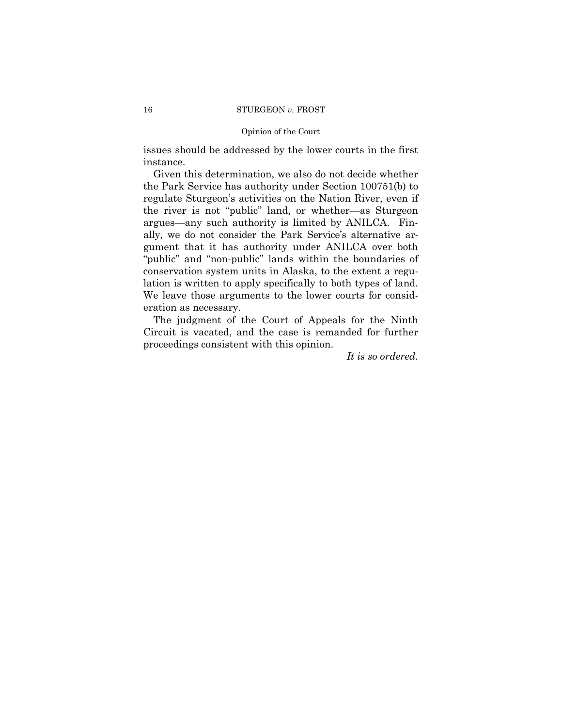issues should be addressed by the lower courts in the first instance.

Given this determination, we also do not decide whether the Park Service has authority under Section 100751(b) to regulate Sturgeon's activities on the Nation River, even if the river is not "public" land, or whether—as Sturgeon argues—any such authority is limited by ANILCA. Finally, we do not consider the Park Service's alternative argument that it has authority under ANILCA over both "public" and "non-public" lands within the boundaries of conservation system units in Alaska, to the extent a regulation is written to apply specifically to both types of land. We leave those arguments to the lower courts for consideration as necessary.

The judgment of the Court of Appeals for the Ninth Circuit is vacated, and the case is remanded for further proceedings consistent with this opinion.

*It is so ordered.*